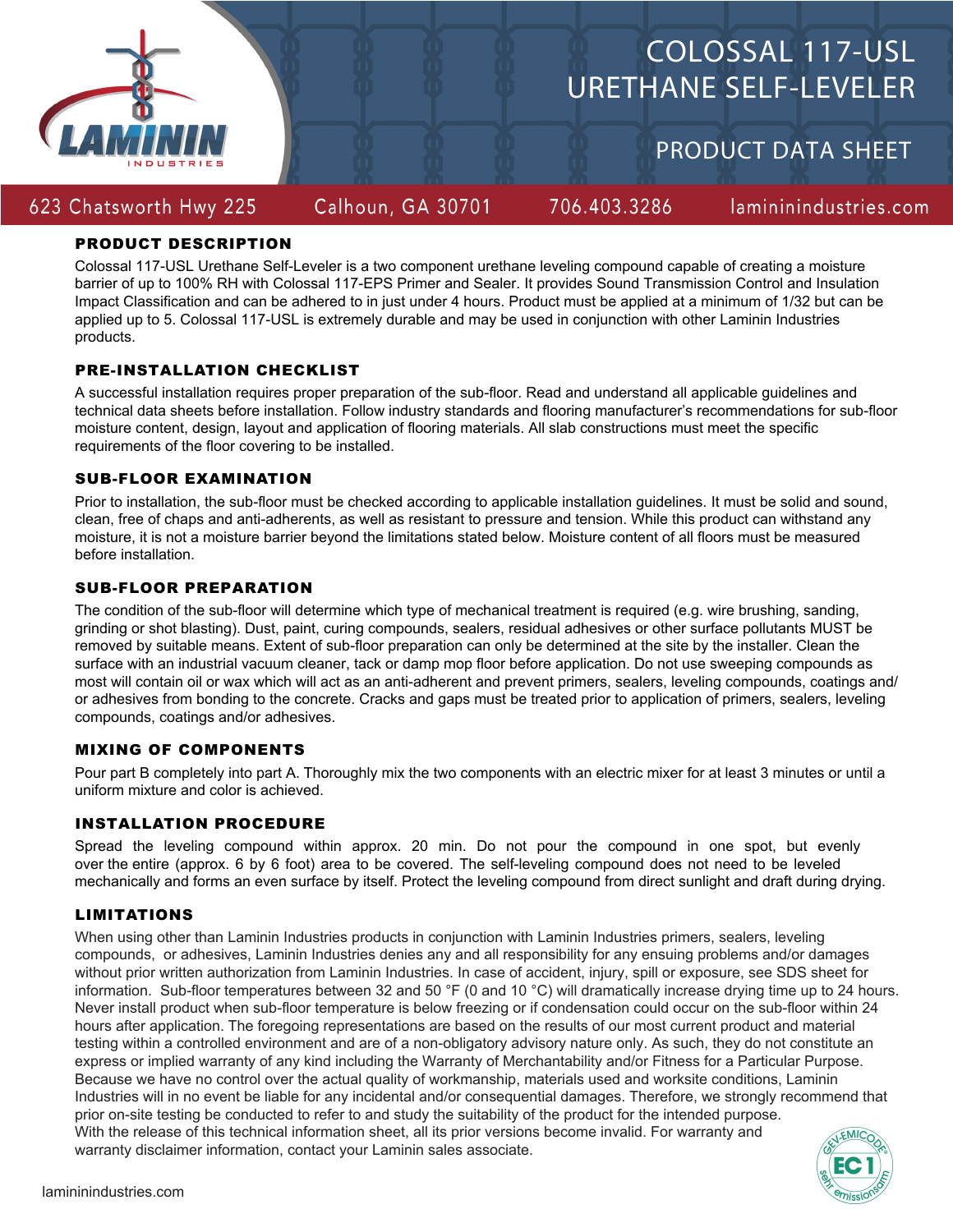# COLOSSAL 117-USL URETHANE SELF-LEVELER

## PRODUCT DATA SHEET

623 Chatsworth Hwy 225 Calhoun, GA 30701 706.403.3286 laminindustries.com

### PRODUCT DESCRIPTION

Colossal 117-USL Urethane Self-Leveler is a two component urethane leveling compound capable of creating a moisture barrier of up to 100% RH with Colossal 117-EPS Primer and Sealer. It provides Sound Transmission Control and Insulation Impact Classification and can be adhered to in just under 4 hours. Product must be applied at a minimum of 1/32 but can be applied up to 5. Colossal 117-USL is extremely durable and may be used in conjunction with other Laminin Industries products.

### PRE-INSTALLATION CHECKLIST

A successful installation requires proper preparation of the sub-floor. Read and understand all applicable guidelines and technical data sheets before installation. Follow industry standards and flooring manufacturer's recommendations for sub-floor moisture content, design, layout and application of flooring materials. All slab constructions must meet the specific requirements of the floor covering to be installed.

### SUB-FLOOR EXAMINATION

Prior to installation, the sub-floor must be checked according to applicable installation guidelines. It must be solid and sound, clean, free of chaps and anti-adherents, as well as resistant to pressure and tension. While this product can withstand any moisture, it is not a moisture barrier beyond the limitations stated below. Moisture content of all floors must be measured before installation.

### SUB-FLOOR PREPARATION

The condition of the sub-floor will determine which type of mechanical treatment is required (e.g. wire brushing, sanding, grinding or shot blasting). Dust, paint, curing compounds, sealers, residual adhesives or other surface pollutants MUST be removed by suitable means. Extent of sub-floor preparation can only be determined at the site by the installer. Clean the surface with an industrial vacuum cleaner, tack or damp mop floor before application. Do not use sweeping compounds as most will contain oil or wax which will act as an anti-adherent and prevent primers, sealers, leveling compounds, coatings and/or adhesives from bonding to the concrete. Cracks and gaps must be treated prior to application of primers, sealers, leveling compounds, coatings and/or adhesives.

### MIXING OF COMPONENTS

Pour part B completely into part A. Thoroughly mix the two components with an electric mixer for at least 3 minutes or until a uniform mixture and color is achieved.

### INSTALLATION PROCEDURE

Spread the leveling compound within approx. 20 min. Do not pour the compound in one spot, but evenly over the entire (approx. 6 by 6 foot) area to be covered. The self-leveling compound does not need to be leveled mechanically and forms an even surface by itself. Protect the leveling compound from direct sunlight and draft during drying.

### LIMITATIONS

When using other than Laminin Industries products in conjunction with Laminin Industries primers, sealers, leveling compounds, or adhesives, Laminin Industries denies any and all responsibility for any ensuing problems and/or damages without prior written authorization from Laminin Industries. In case of accident, injury, spill or exposure, see SDS sheet for information. Sub-floor temperatures between 32 and 50 °F (0 and 10 °C) will dramatically increase drying time up to 24 hours. Never install product when sub-floor temperature is below freezing or if condensation could occur on the sub-floor within 24 hours after application. The foregoing representations are based on the results of our most current product and material testing within a controlled environment and are of a non-obligatory advisory nature only. As such, they do not constitute an express or implied warranty of any kind including the Warranty of Merchantability and/or Fitness for a Particular Purpose. Because we have no control over the actual quality of workmanship, materials used and worksite conditions, Laminin Industries will in no event be liable for any incidental and/or consequential damages. Therefore, we strongly recommend that prior on-site testing be conducted to refer to and study the suitability of the product for the intended purpose. With the release of this technical information sheet, all its prior versions become invalid. For warranty and warranty disclaimer information, contact your Laminin sales associate.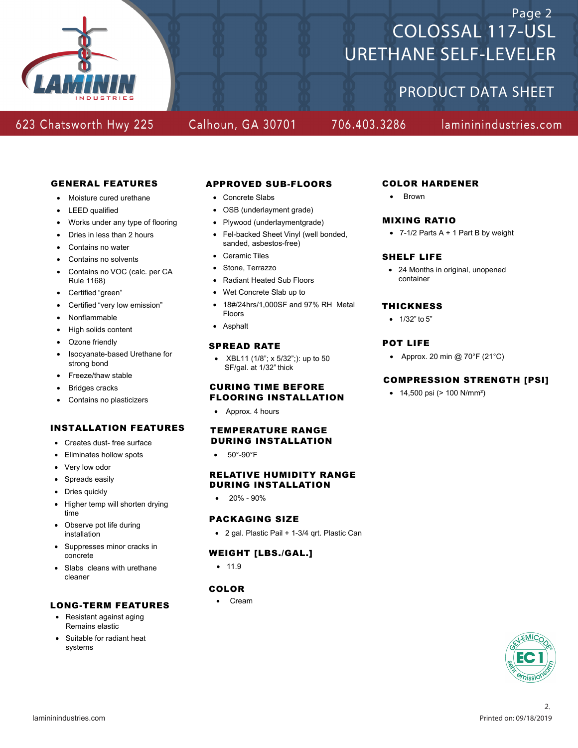# COLOSSAL 117-USL URETHANE SELF-LEVELER

## PRODUCT DATA SHEET

623 Chatsworth Hwy 225 Calhoun, GA 30701 706.403.3286 lamininindustries.com

### GENERAL FEATURES

- Moisture cured urethane
- LEED qualified
- Works under any type of flooring
- Dries in less than 2 hours
- Contains no water
- Contains no solvents
- Contains no VOC (calc. per CA Rule 1168)
- Certified "green"
- Certified "very low emission"
- Nonflammable
- High solids content
- Ozone friendly
- Isocyanate-based Urethane for strong bond
- Freeze/thaw stable
- Bridges cracks
- Contains no plasticizers

### INSTALLATION FEATURES

- Creates dust- free surface
- Eliminates hollow spots
- Very low odor
- Spreads easily
- Dries quickly
- Higher temp will shorten drying time
- Observe pot life during installation
- Suppresses minor cracks in concrete
- Slabs cleans with urethane cleaner

### LONG-TERM FEATURES

- Resistant against aging Remains elastic
- Suitable for radiant heat systems

### APPROVED SUB-FLOORS

- Concrete Slabs
- OSB (underlayment grade)
- Plywood (underlaymentgrade)
- Fel-backed Sheet Vinyl (well bonded, sanded, asbestos-free)
- Ceramic Tiles
- Stone, Terrazzo
- Radiant Heated Sub Floors
- Wet Concrete Slab up to
- 18#/24hrs/1,000SF and 97% RH Metal Floors
- Asphalt

### SPREAD RATE

- XBL11 (1/8"; x 5/32";): up to 50 SF/gal. at 1/32" thick

### CURING TIME BEFORE FLOORING INSTALLATION

- Approx. 4 hours

### TEMPERATURE RANGE DURING INSTALLATION

- 50°-90°F

### RELATIVE HUMIDITY RANGE DURING INSTALLATION

- 20% - 90%

### PACKAGING SIZE

- 2 gal. Plastic Pail + 1-3/4 qrt. Plastic Can

### WEIGHT [LBS./GAL.]

- 11.9

### COLOR

- Cream

### COLOR HARDENER

- Brown

### MIXING RATIO

- 7-1/2 Parts A + 1 Part B by weight

### SHELF LIFE

- 24 Months in original, unopened container

### THICKNESS

- 1/32" to 5"

### POT LIFE

- Approx. 20 min @ 70°F (21°C)

### COMPRESSION STRENGTH [PSI]

- 14,500 psi (> 100 N/mm²)

GEV-EMICODE EC 1 sehr emissionsarm

lamininindustries.com

Printed on: 09/18/2019